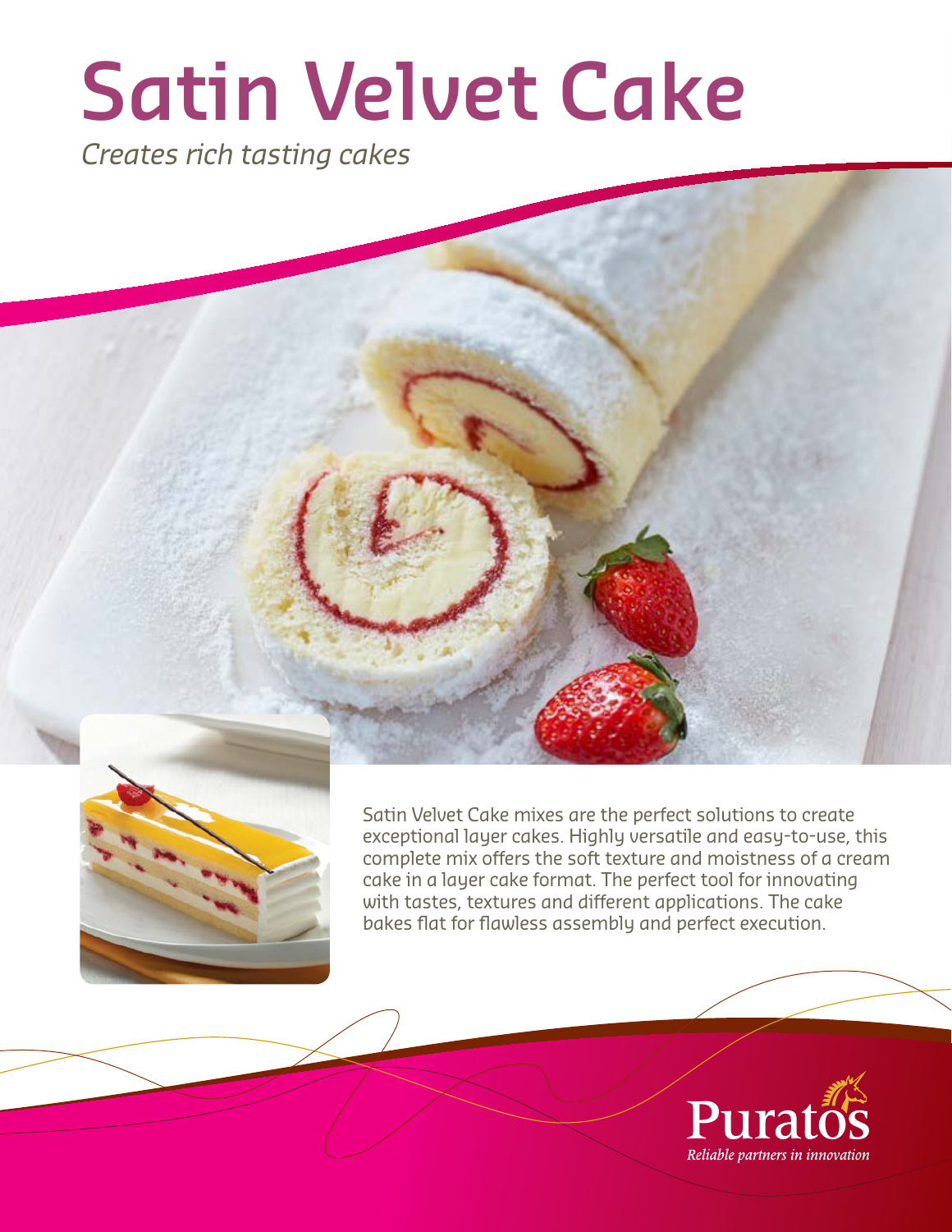# Satin Velvet Cake

*Creates rich tasting cakes*

Satin Velvet Cake mixes are the perfect solutions to create exceptional layer cakes. Highly versatile and easy-to-use, this complete mix offers the soft texture and moistness of a cream cake in a layer cake format. The perfect tool for innovating with tastes, textures and different applications. The cake bakes flat for flawless assembly and perfect execution.

Puratos

*Reliable partners in innovation*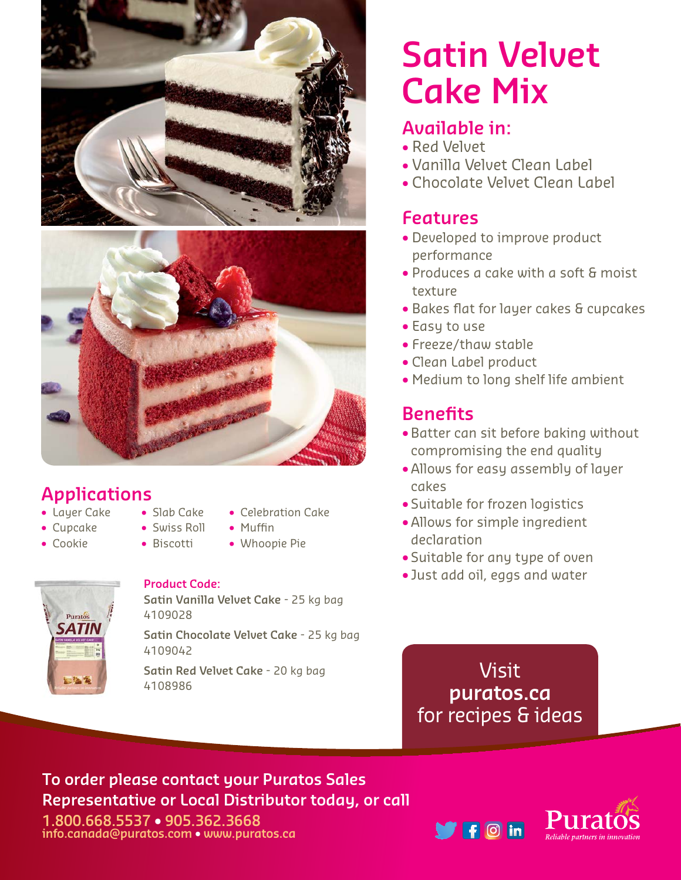# Satin Velvet Cake Mix

## Available in:

- Red Velvet
- Vanilla Velvet Clean Label
- Chocolate Velvet Clean Label

## Features

- Developed to improve product performance
- Produces a cake with a soft & moist texture
- Bakes flat for layer cakes & cupcakes
- Easy to use
- Freeze/thaw stable
- Clean Label product
- Medium to long shelf life ambient

## Benefits

- Batter can sit before baking without compromising the end quality
- Allows for easy assembly of layer cakes
- Suitable for frozen logistics
- Allows for simple ingredient declaration
- Suitable for any type of oven
- Just add oil, eggs and water

## Applications

- Layer Cake
- Cupcake
- Cookie
- Slab Cake
- Swiss Roll
- Biscotti
- Celebration Cake
- Muffin
- Whoopie Pie

**Product Code:**

**Satin Vanilla Velvet Cake** - 25 kg bag
4109028

**Satin Chocolate Velvet Cake** - 25 kg bag
4109042

**Satin Red Velvet Cake** - 20 kg bag
4108986

Visit **puratos.ca** for recipes & ideas

**To order please contact your Puratos Sales Representative or Local Distributor today, or call**
**1.800.668.5537 • 905.362.3668**
**info.canada@puratos.com • www.puratos.ca**

Puratos
*Reliable partners in innovation*